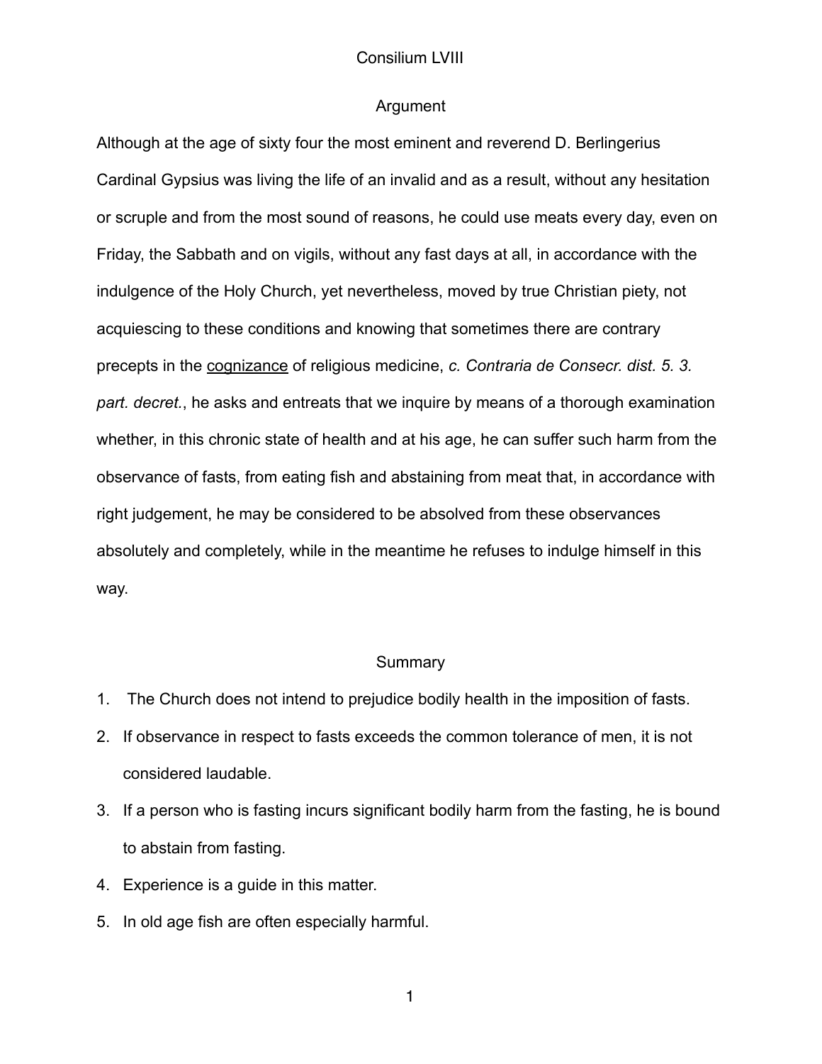# Consilium LVIII

## Argument

Although at the age of sixty four the most eminent and reverend D. Berlingerius Cardinal Gypsius was living the life of an invalid and as a result, without any hesitation or scruple and from the most sound of reasons, he could use meats every day, even on Friday, the Sabbath and on vigils, without any fast days at all, in accordance with the indulgence of the Holy Church, yet nevertheless, moved by true Christian piety, not acquiescing to these conditions and knowing that sometimes there are contrary precepts in the <u>cognizance</u> of religious medicine, *c. Contraria de Consecr. dist. 5. 3. part. decret.*, he asks and entreats that we inquire by means of a thorough examination whether, in this chronic state of health and at his age, he can suffer such harm from the observance of fasts, from eating fish and abstaining from meat that, in accordance with right judgement, he may be considered to be absolved from these observances absolutely and completely, while in the meantime he refuses to indulge himself in this way.

## Summary

1. The Church does not intend to prejudice bodily health in the imposition of fasts.
2. If observance in respect to fasts exceeds the common tolerance of men, it is not considered laudable.
3. If a person who is fasting incurs significant bodily harm from the fasting, he is bound to abstain from fasting.
4. Experience is a guide in this matter.
5. In old age fish are often especially harmful.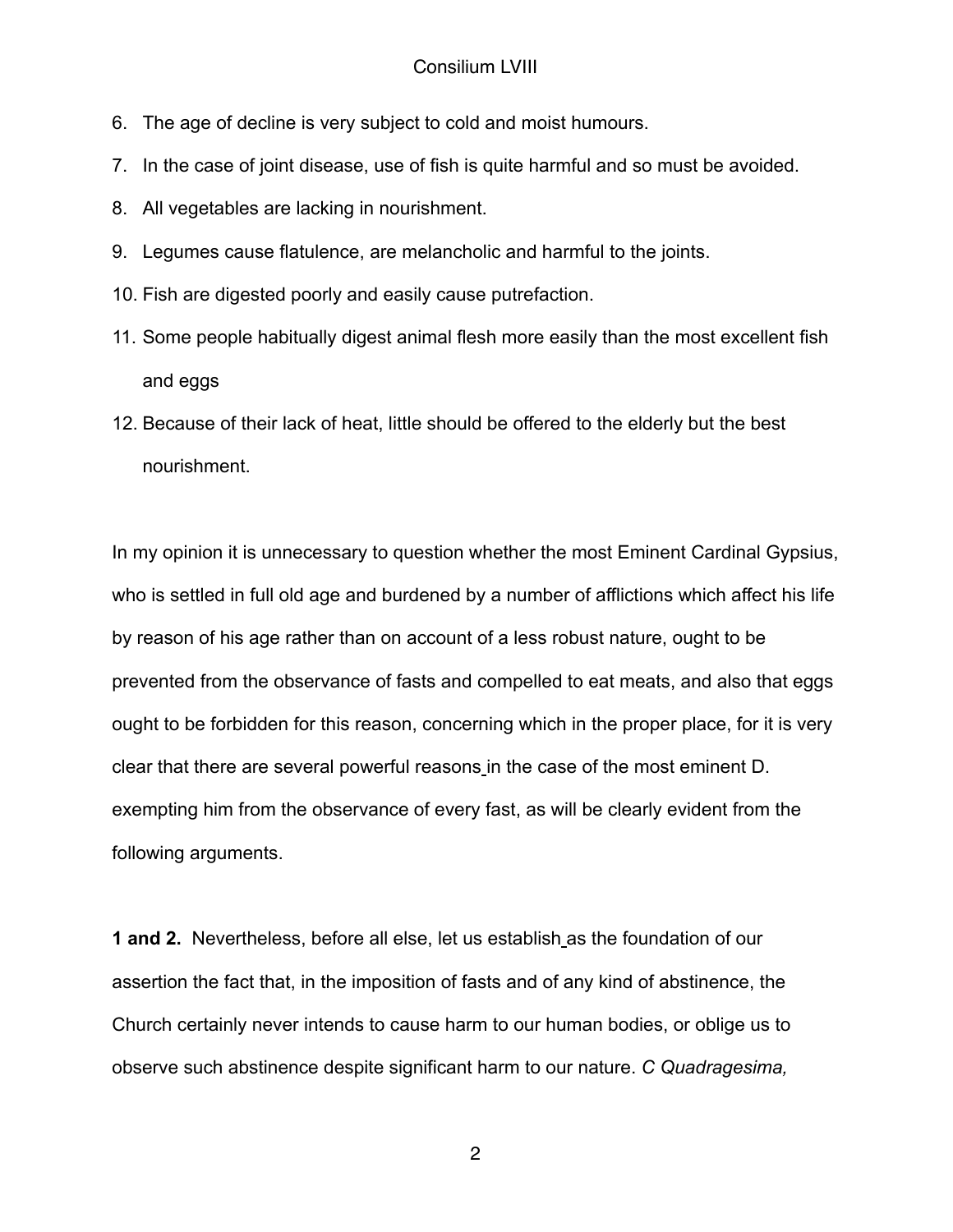6. The age of decline is very subject to cold and moist humours.
7. In the case of joint disease, use of fish is quite harmful and so must be avoided.
8. All vegetables are lacking in nourishment.
9. Legumes cause flatulence, are melancholic and harmful to the joints.
10. Fish are digested poorly and easily cause putrefaction.
11. Some people habitually digest animal flesh more easily than the most excellent fish and eggs
12. Because of their lack of heat, little should be offered to the elderly but the best nourishment.

In my opinion it is unnecessary to question whether the most Eminent Cardinal Gypsius, who is settled in full old age and burdened by a number of afflictions which affect his life by reason of his age rather than on account of a less robust nature, ought to be prevented from the observance of fasts and compelled to eat meats, and also that eggs ought to be forbidden for this reason, concerning which in the proper place, for it is very clear that there are several powerful reasons in the case of the most eminent D. exempting him from the observance of every fast, as will be clearly evident from the following arguments.

**1 and 2.** Nevertheless, before all else, let us establish as the foundation of our assertion the fact that, in the imposition of fasts and of any kind of abstinence, the Church certainly never intends to cause harm to our human bodies, or oblige us to observe such abstinence despite significant harm to our nature. *C Quadragesima,*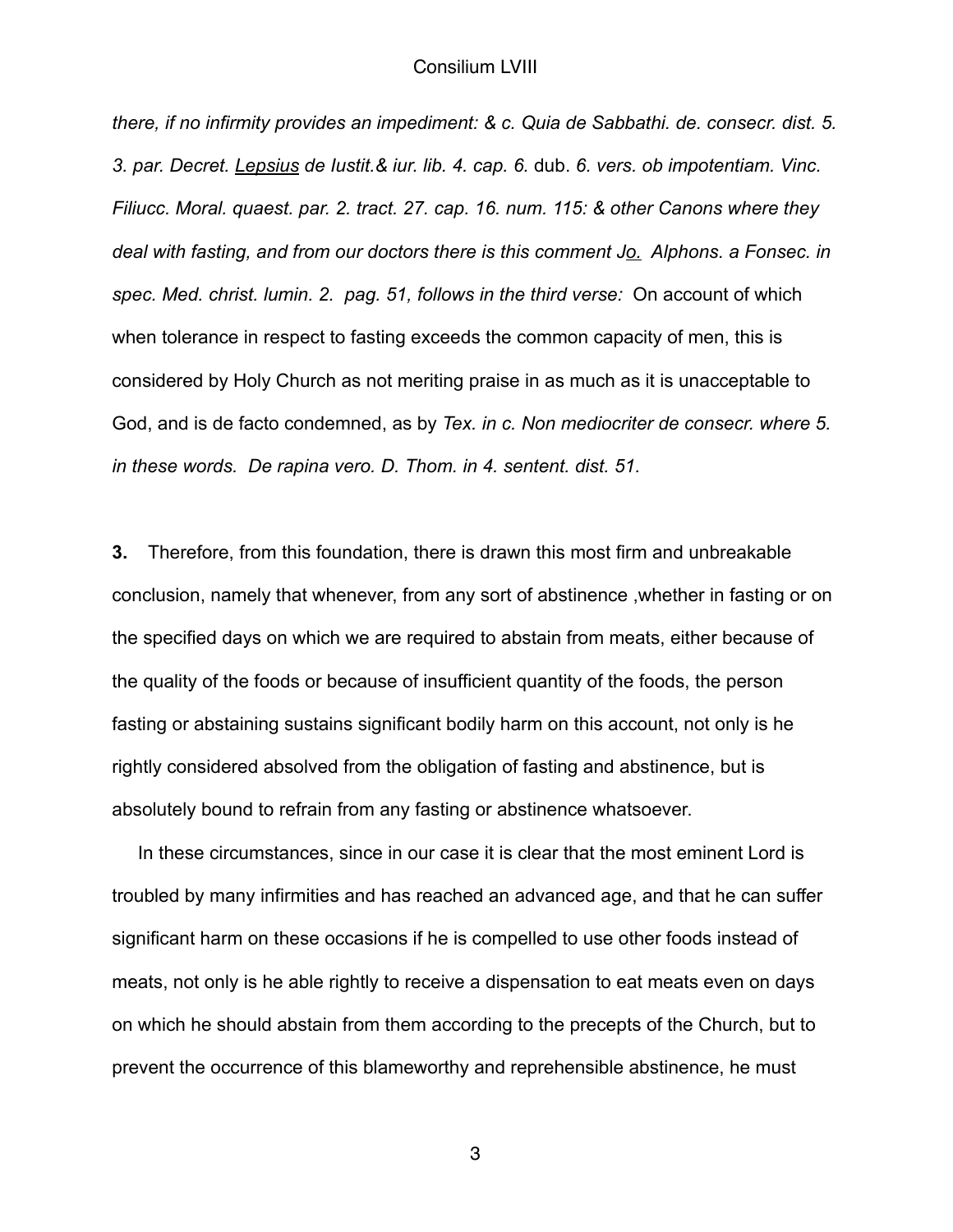*there, if no infirmity provides an impediment: & c. Quia de Sabbathi. de. consecr. dist. 5. 3. par. Decret.* <u>*Lepsius*</u> *de Iustit.& iur. lib. 4. cap. 6.* dub. *6. vers. ob impotentiam. Vinc. Filiucc. Moral. quaest. par. 2. tract. 27. cap. 16. num. 115: & other Canons where they deal with fasting, and from our doctors there is this comment J*<u>*o.*</u> *Alphons. a Fonsec. in spec. Med. christ. lumin. 2. pag. 51, follows in the third verse:* On account of which when tolerance in respect to fasting exceeds the common capacity of men, this is considered by Holy Church as not meriting praise in as much as it is unacceptable to God, and is de facto condemned, as by *Tex. in c. Non mediocriter de consecr. where 5. in these words. De rapina vero. D. Thom. in 4. sentent. dist. 51.*

**3.** Therefore, from this foundation, there is drawn this most firm and unbreakable conclusion, namely that whenever, from any sort of abstinence ,whether in fasting or on the specified days on which we are required to abstain from meats, either because of the quality of the foods or because of insufficient quantity of the foods, the person fasting or abstaining sustains significant bodily harm on this account, not only is he rightly considered absolved from the obligation of fasting and abstinence, but is absolutely bound to refrain from any fasting or abstinence whatsoever.

In these circumstances, since in our case it is clear that the most eminent Lord is troubled by many infirmities and has reached an advanced age, and that he can suffer significant harm on these occasions if he is compelled to use other foods instead of meats, not only is he able rightly to receive a dispensation to eat meats even on days on which he should abstain from them according to the precepts of the Church, but to prevent the occurrence of this blameworthy and reprehensible abstinence, he must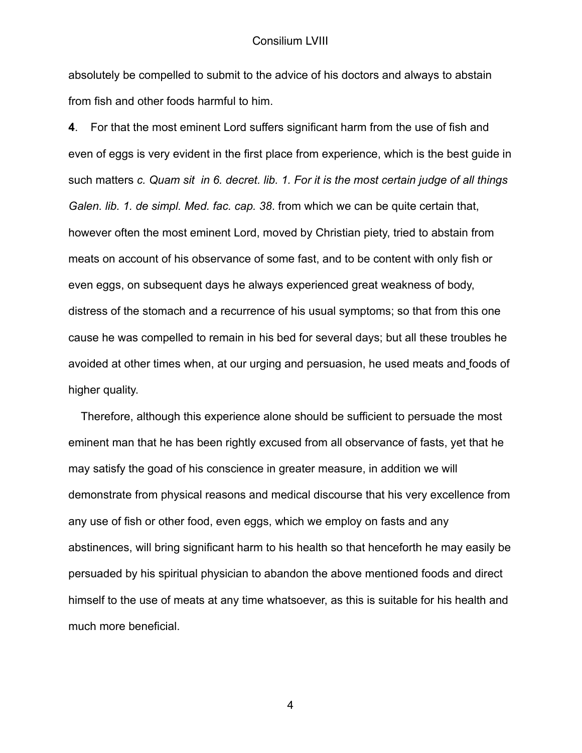absolutely be compelled to submit to the advice of his doctors and always to abstain from fish and other foods harmful to him.

**4**. For that the most eminent Lord suffers significant harm from the use of fish and even of eggs is very evident in the first place from experience, which is the best guide in such matters *c. Quam sit in 6. decret. lib. 1. For it is the most certain judge of all things Galen. lib. 1. de simpl. Med. fac. cap. 38*. from which we can be quite certain that, however often the most eminent Lord, moved by Christian piety, tried to abstain from meats on account of his observance of some fast, and to be content with only fish or even eggs, on subsequent days he always experienced great weakness of body, distress of the stomach and a recurrence of his usual symptoms; so that from this one cause he was compelled to remain in his bed for several days; but all these troubles he avoided at other times when, at our urging and persuasion, he used meats and foods of higher quality.

Therefore, although this experience alone should be sufficient to persuade the most eminent man that he has been rightly excused from all observance of fasts, yet that he may satisfy the goad of his conscience in greater measure, in addition we will demonstrate from physical reasons and medical discourse that his very excellence from any use of fish or other food, even eggs, which we employ on fasts and any abstinences, will bring significant harm to his health so that henceforth he may easily be persuaded by his spiritual physician to abandon the above mentioned foods and direct himself to the use of meats at any time whatsoever, as this is suitable for his health and much more beneficial.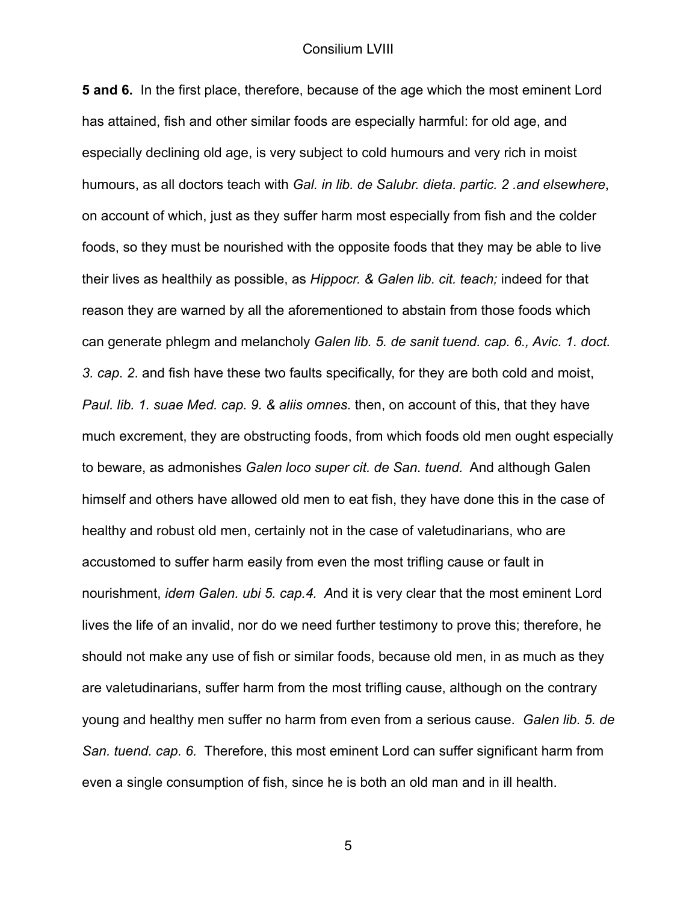**5 and 6.** In the first place, therefore, because of the age which the most eminent Lord has attained, fish and other similar foods are especially harmful: for old age, and especially declining old age, is very subject to cold humours and very rich in moist humours, as all doctors teach with *Gal. in lib. de Salubr. dieta. partic. 2 .and elsewhere*, on account of which, just as they suffer harm most especially from fish and the colder foods, so they must be nourished with the opposite foods that they may be able to live their lives as healthily as possible, as *Hippocr. & Galen lib. cit. teach;* indeed for that reason they are warned by all the aforementioned to abstain from those foods which can generate phlegm and melancholy *Galen lib. 5. de sanit tuend. cap. 6., Avic. 1. doct. 3. cap. 2*. and fish have these two faults specifically, for they are both cold and moist, *Paul. lib. 1. suae Med. cap. 9. & aliis omnes.* then, on account of this, that they have much excrement, they are obstructing foods, from which foods old men ought especially to beware, as admonishes *Galen loco super cit. de San. tuend.* And although Galen himself and others have allowed old men to eat fish, they have done this in the case of healthy and robust old men, certainly not in the case of valetudinarians, who are accustomed to suffer harm easily from even the most trifling cause or fault in nourishment, *idem Galen. ubi 5. cap.4. A*nd it is very clear that the most eminent Lord lives the life of an invalid, nor do we need further testimony to prove this; therefore, he should not make any use of fish or similar foods, because old men, in as much as they are valetudinarians, suffer harm from the most trifling cause, although on the contrary young and healthy men suffer no harm from even from a serious cause. *Galen lib. 5. de San. tuend. cap. 6.* Therefore, this most eminent Lord can suffer significant harm from even a single consumption of fish, since he is both an old man and in ill health.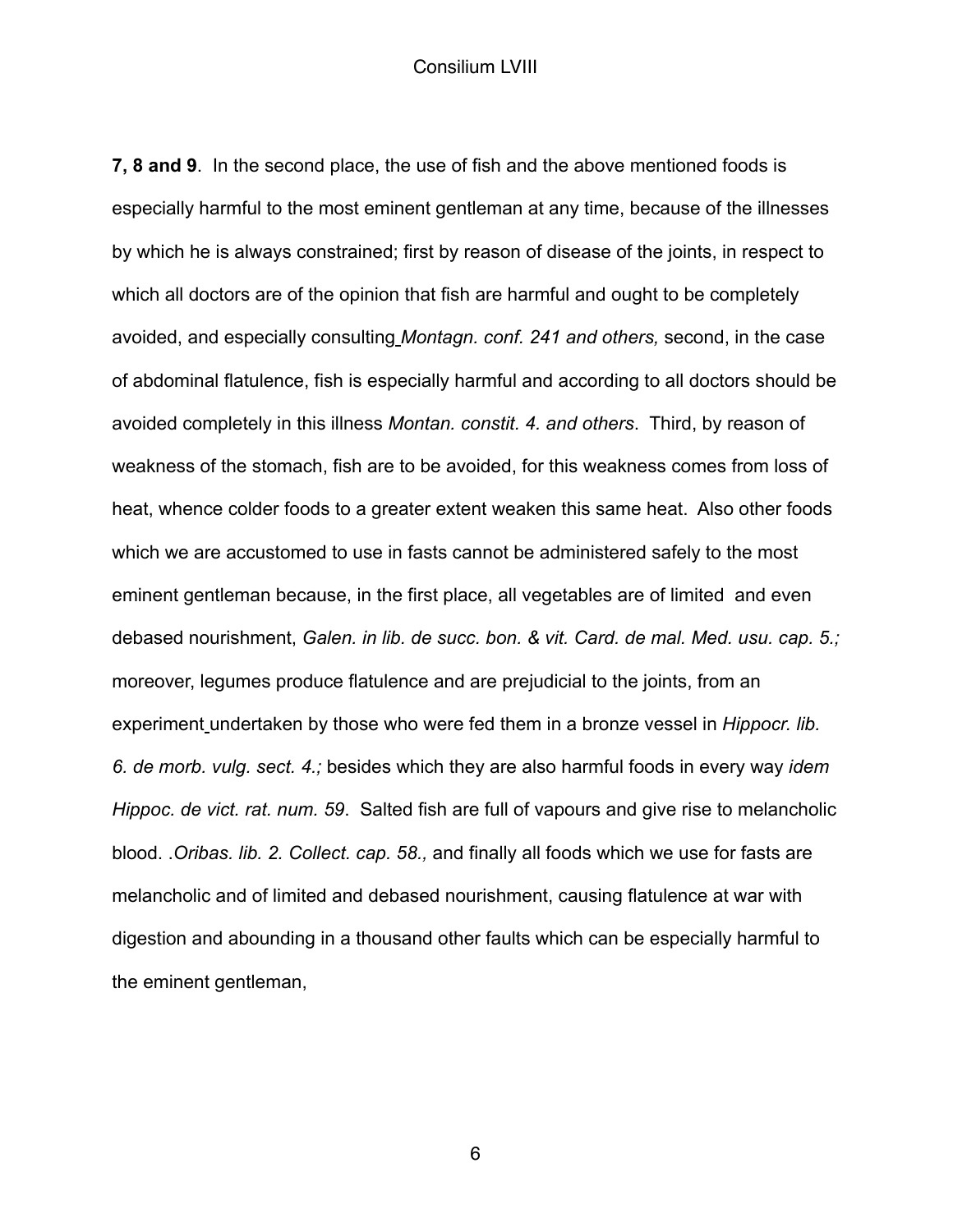**7, 8 and 9**. In the second place, the use of fish and the above mentioned foods is especially harmful to the most eminent gentleman at any time, because of the illnesses by which he is always constrained; first by reason of disease of the joints, in respect to which all doctors are of the opinion that fish are harmful and ought to be completely avoided, and especially consulting *Montagn. conf. 241 and others,* second, in the case of abdominal flatulence, fish is especially harmful and according to all doctors should be avoided completely in this illness *Montan. constit. 4. and others*. Third, by reason of weakness of the stomach, fish are to be avoided, for this weakness comes from loss of heat, whence colder foods to a greater extent weaken this same heat. Also other foods which we are accustomed to use in fasts cannot be administered safely to the most eminent gentleman because, in the first place, all vegetables are of limited and even debased nourishment, *Galen. in lib. de succ. bon. & vit. Card. de mal. Med. usu. cap. 5.;* moreover, legumes produce flatulence and are prejudicial to the joints, from an experiment undertaken by those who were fed them in a bronze vessel in *Hippocr. lib. 6. de morb. vulg. sect. 4.;* besides which they are also harmful foods in every way *idem Hippoc. de vict. rat. num. 59*. Salted fish are full of vapours and give rise to melancholic blood. .*Oribas. lib. 2. Collect. cap. 58.,* and finally all foods which we use for fasts are melancholic and of limited and debased nourishment, causing flatulence at war with digestion and abounding in a thousand other faults which can be especially harmful to the eminent gentleman,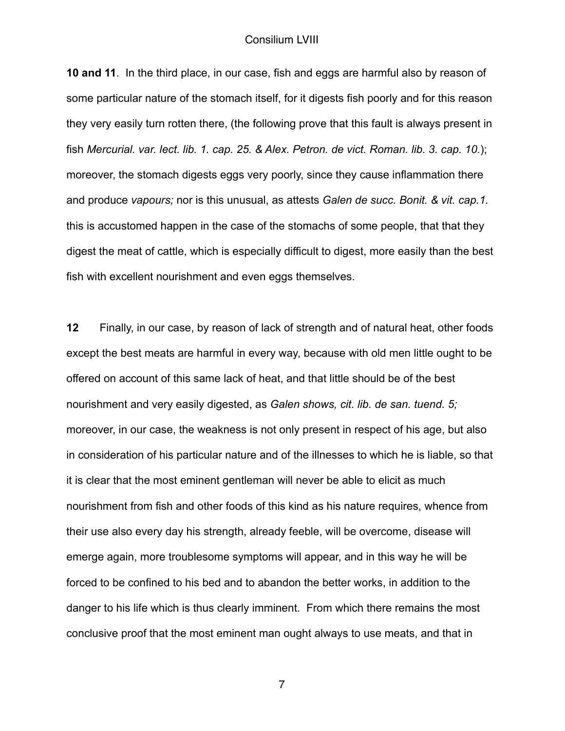**10 and 11**. In the third place, in our case, fish and eggs are harmful also by reason of some particular nature of the stomach itself, for it digests fish poorly and for this reason they very easily turn rotten there, (the following prove that this fault is always present in fish *Mercurial. var. lect. lib. 1. cap. 25. & Alex. Petron. de vict. Roman. lib. 3. cap. 10.*); moreover, the stomach digests eggs very poorly, since they cause inflammation there and produce *vapours;* nor is this unusual, as attests *Galen de succ. Bonit. & vit. cap.1.* this is accustomed happen in the case of the stomachs of some people, that that they digest the meat of cattle, which is especially difficult to digest, more easily than the best fish with excellent nourishment and even eggs themselves.

**12** Finally, in our case, by reason of lack of strength and of natural heat, other foods except the best meats are harmful in every way, because with old men little ought to be offered on account of this same lack of heat, and that little should be of the best nourishment and very easily digested, as *Galen shows, cit. lib. de san. tuend. 5;* moreover, in our case, the weakness is not only present in respect of his age, but also in consideration of his particular nature and of the illnesses to which he is liable, so that it is clear that the most eminent gentleman will never be able to elicit as much nourishment from fish and other foods of this kind as his nature requires, whence from their use also every day his strength, already feeble, will be overcome, disease will emerge again, more troublesome symptoms will appear, and in this way he will be forced to be confined to his bed and to abandon the better works, in addition to the danger to his life which is thus clearly imminent. From which there remains the most conclusive proof that the most eminent man ought always to use meats, and that in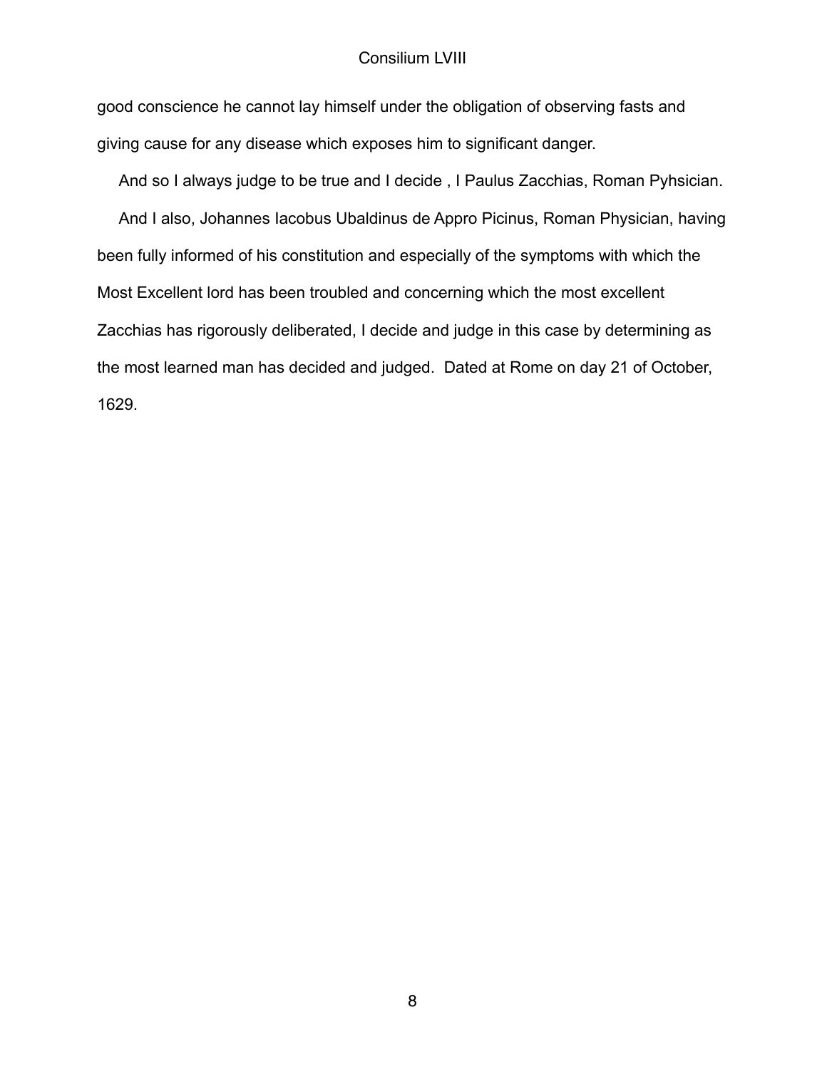good conscience he cannot lay himself under the obligation of observing fasts and giving cause for any disease which exposes him to significant danger.

And so I always judge to be true and I decide , I Paulus Zacchias, Roman Pyhsician.

And I also, Johannes Iacobus Ubaldinus de Appro Picinus, Roman Physician, having been fully informed of his constitution and especially of the symptoms with which the Most Excellent lord has been troubled and concerning which the most excellent Zacchias has rigorously deliberated, I decide and judge in this case by determining as the most learned man has decided and judged. Dated at Rome on day 21 of October, 1629.